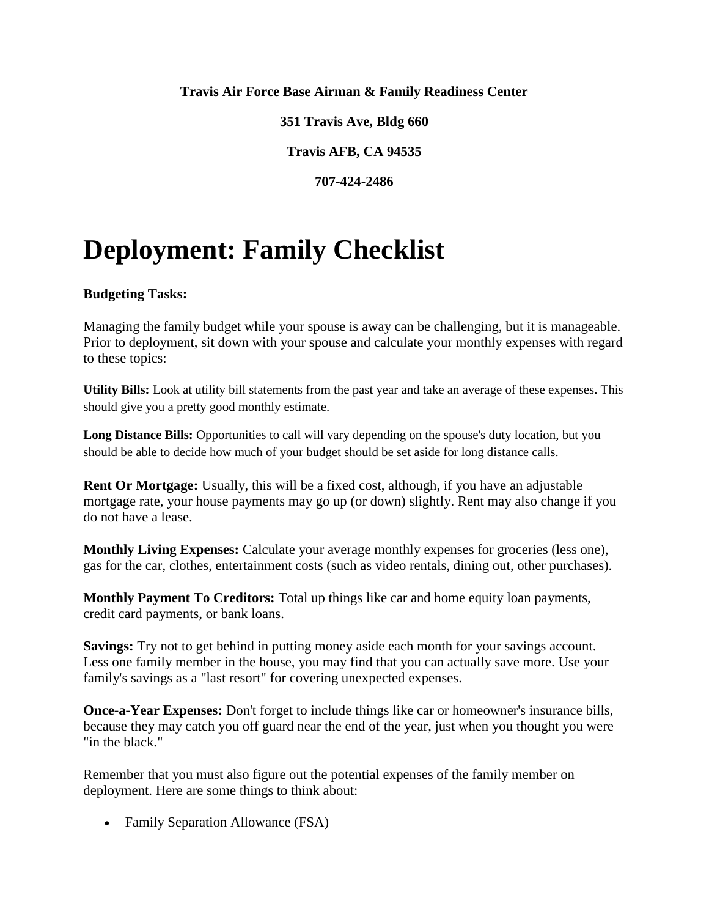**Travis Air Force Base Airman & Family Readiness Center**

**351 Travis Ave, Bldg 660**

**Travis AFB, CA 94535**

**707-424-2486**

# Deployment: Family Checklist

**Budgeting Tasks:**

Managing the family budget while your spouse is away can be challenging, but it is manageable. Prior to deployment, sit down with your spouse and calculate your monthly expenses with regard to these topics:

**Utility Bills:** Look at utility bill statements from the past year and take an average of these expenses. This should give you a pretty good monthly estimate.

**Long Distance Bills:** Opportunities to call will vary depending on the spouse's duty location, but you should be able to decide how much of your budget should be set aside for long distance calls.

**Rent Or Mortgage:** Usually, this will be a fixed cost, although, if you have an adjustable mortgage rate, your house payments may go up (or down) slightly. Rent may also change if you do not have a lease.

**Monthly Living Expenses:** Calculate your average monthly expenses for groceries (less one), gas for the car, clothes, entertainment costs (such as video rentals, dining out, other purchases).

**Monthly Payment To Creditors:** Total up things like car and home equity loan payments, credit card payments, or bank loans.

**Savings:** Try not to get behind in putting money aside each month for your savings account. Less one family member in the house, you may find that you can actually save more. Use your family's savings as a "last resort" for covering unexpected expenses.

**Once-a-Year Expenses:** Don't forget to include things like car or homeowner's insurance bills, because they may catch you off guard near the end of the year, just when you thought you were "in the black."

Remember that you must also figure out the potential expenses of the family member on deployment. Here are some things to think about:

- Family Separation Allowance (FSA)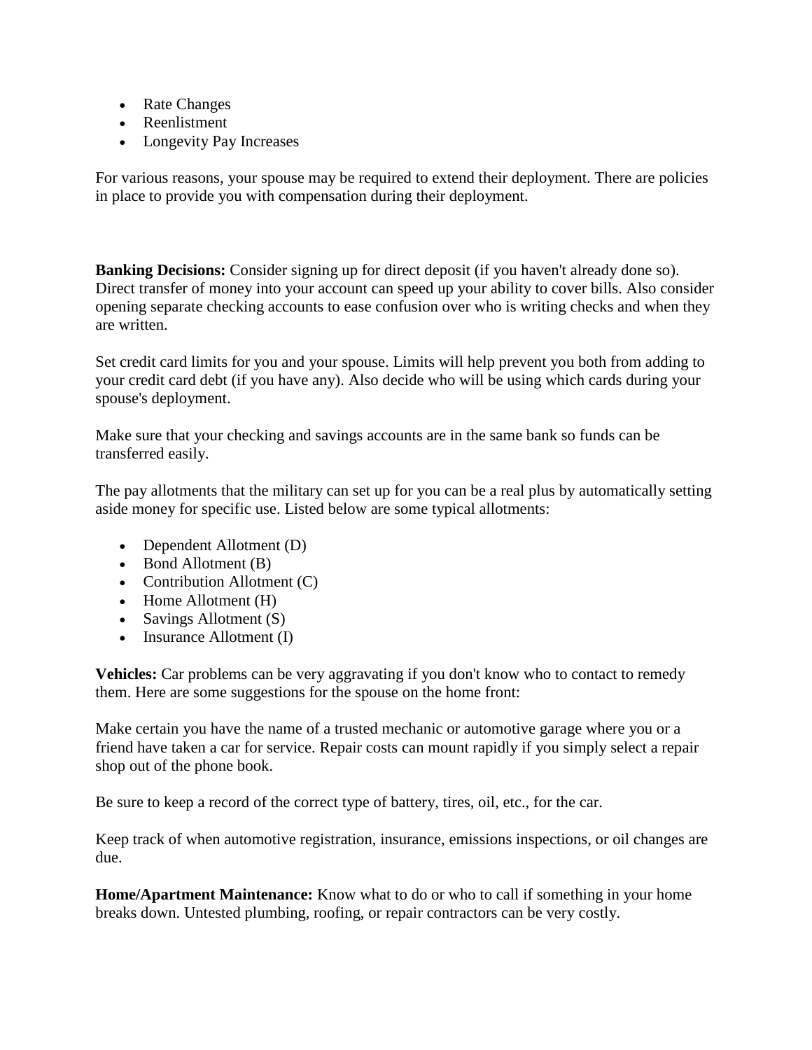- Rate Changes
- Reenlistment
- Longevity Pay Increases

For various reasons, your spouse may be required to extend their deployment. There are policies in place to provide you with compensation during their deployment.

**Banking Decisions:** Consider signing up for direct deposit (if you haven't already done so). Direct transfer of money into your account can speed up your ability to cover bills. Also consider opening separate checking accounts to ease confusion over who is writing checks and when they are written.

Set credit card limits for you and your spouse. Limits will help prevent you both from adding to your credit card debt (if you have any). Also decide who will be using which cards during your spouse's deployment.

Make sure that your checking and savings accounts are in the same bank so funds can be transferred easily.

The pay allotments that the military can set up for you can be a real plus by automatically setting aside money for specific use. Listed below are some typical allotments:

- Dependent Allotment (D)
- Bond Allotment (B)
- Contribution Allotment (C)
- Home Allotment (H)
- Savings Allotment (S)
- Insurance Allotment (I)

**Vehicles:** Car problems can be very aggravating if you don't know who to contact to remedy them. Here are some suggestions for the spouse on the home front:

Make certain you have the name of a trusted mechanic or automotive garage where you or a friend have taken a car for service. Repair costs can mount rapidly if you simply select a repair shop out of the phone book.

Be sure to keep a record of the correct type of battery, tires, oil, etc., for the car.

Keep track of when automotive registration, insurance, emissions inspections, or oil changes are due.

**Home/Apartment Maintenance:** Know what to do or who to call if something in your home breaks down. Untested plumbing, roofing, or repair contractors can be very costly.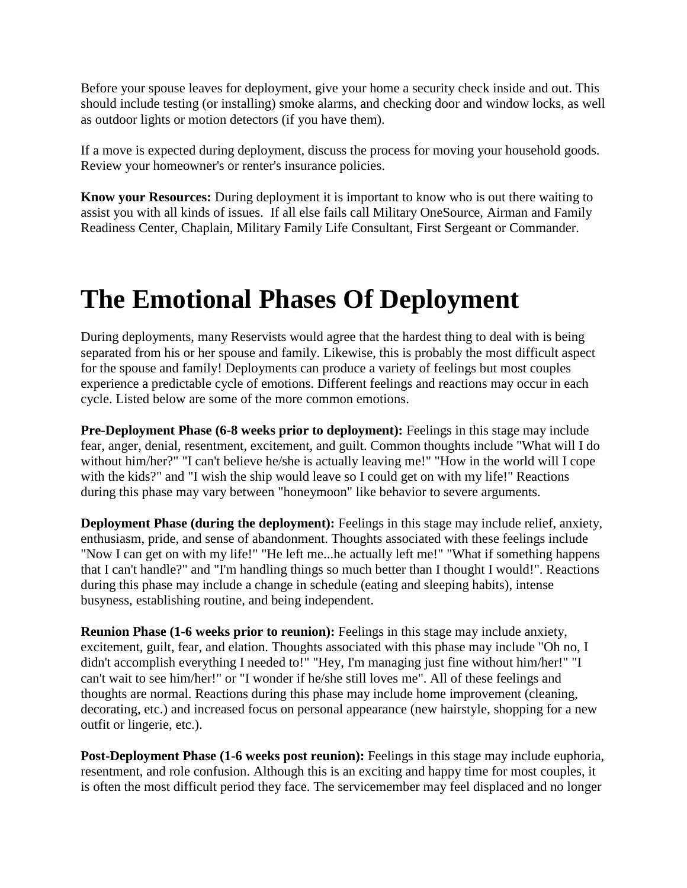Before your spouse leaves for deployment, give your home a security check inside and out. This should include testing (or installing) smoke alarms, and checking door and window locks, as well as outdoor lights or motion detectors (if you have them).

If a move is expected during deployment, discuss the process for moving your household goods. Review your homeowner's or renter's insurance policies.

**Know your Resources:** During deployment it is important to know who is out there waiting to assist you with all kinds of issues. If all else fails call Military OneSource, Airman and Family Readiness Center, Chaplain, Military Family Life Consultant, First Sergeant or Commander.

# The Emotional Phases Of Deployment

During deployments, many Reservists would agree that the hardest thing to deal with is being separated from his or her spouse and family. Likewise, this is probably the most difficult aspect for the spouse and family! Deployments can produce a variety of feelings but most couples experience a predictable cycle of emotions. Different feelings and reactions may occur in each cycle. Listed below are some of the more common emotions.

**Pre-Deployment Phase (6-8 weeks prior to deployment):** Feelings in this stage may include fear, anger, denial, resentment, excitement, and guilt. Common thoughts include "What will I do without him/her?" "I can't believe he/she is actually leaving me!" "How in the world will I cope with the kids?" and "I wish the ship would leave so I could get on with my life!" Reactions during this phase may vary between "honeymoon" like behavior to severe arguments.

**Deployment Phase (during the deployment):** Feelings in this stage may include relief, anxiety, enthusiasm, pride, and sense of abandonment. Thoughts associated with these feelings include "Now I can get on with my life!" "He left me...he actually left me!" "What if something happens that I can't handle?" and "I'm handling things so much better than I thought I would!". Reactions during this phase may include a change in schedule (eating and sleeping habits), intense busyness, establishing routine, and being independent.

**Reunion Phase (1-6 weeks prior to reunion):** Feelings in this stage may include anxiety, excitement, guilt, fear, and elation. Thoughts associated with this phase may include "Oh no, I didn't accomplish everything I needed to!" "Hey, I'm managing just fine without him/her!" "I can't wait to see him/her!" or "I wonder if he/she still loves me". All of these feelings and thoughts are normal. Reactions during this phase may include home improvement (cleaning, decorating, etc.) and increased focus on personal appearance (new hairstyle, shopping for a new outfit or lingerie, etc.).

**Post-Deployment Phase (1-6 weeks post reunion):** Feelings in this stage may include euphoria, resentment, and role confusion. Although this is an exciting and happy time for most couples, it is often the most difficult period they face. The servicemember may feel displaced and no longer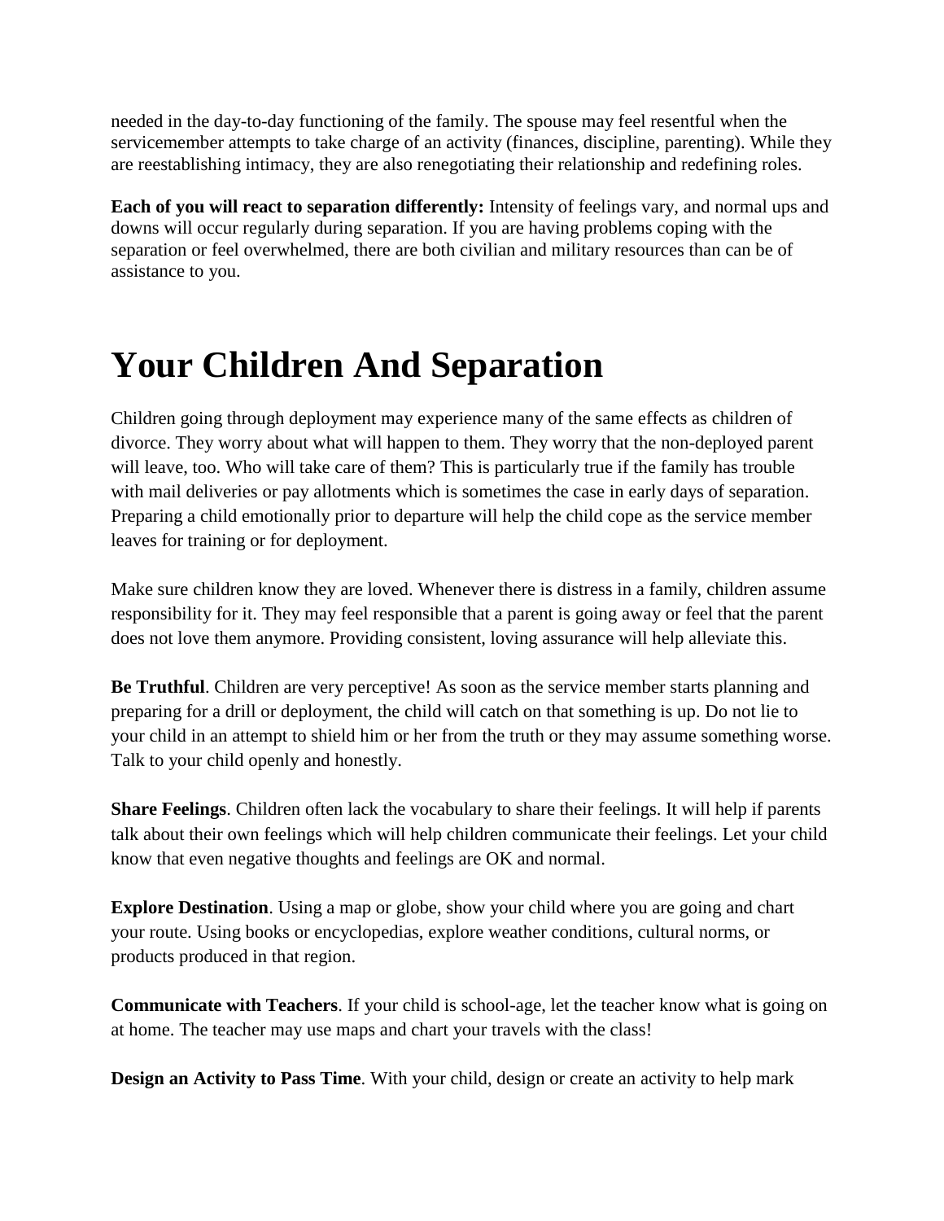needed in the day-to-day functioning of the family. The spouse may feel resentful when the servicemember attempts to take charge of an activity (finances, discipline, parenting). While they are reestablishing intimacy, they are also renegotiating their relationship and redefining roles.

**Each of you will react to separation differently:** Intensity of feelings vary, and normal ups and downs will occur regularly during separation. If you are having problems coping with the separation or feel overwhelmed, there are both civilian and military resources than can be of assistance to you.

# Your Children And Separation

Children going through deployment may experience many of the same effects as children of divorce. They worry about what will happen to them. They worry that the non-deployed parent will leave, too. Who will take care of them? This is particularly true if the family has trouble with mail deliveries or pay allotments which is sometimes the case in early days of separation. Preparing a child emotionally prior to departure will help the child cope as the service member leaves for training or for deployment.

Make sure children know they are loved. Whenever there is distress in a family, children assume responsibility for it. They may feel responsible that a parent is going away or feel that the parent does not love them anymore. Providing consistent, loving assurance will help alleviate this.

**Be Truthful**. Children are very perceptive! As soon as the service member starts planning and preparing for a drill or deployment, the child will catch on that something is up. Do not lie to your child in an attempt to shield him or her from the truth or they may assume something worse. Talk to your child openly and honestly.

**Share Feelings**. Children often lack the vocabulary to share their feelings. It will help if parents talk about their own feelings which will help children communicate their feelings. Let your child know that even negative thoughts and feelings are OK and normal.

**Explore Destination**. Using a map or globe, show your child where you are going and chart your route. Using books or encyclopedias, explore weather conditions, cultural norms, or products produced in that region.

**Communicate with Teachers**. If your child is school-age, let the teacher know what is going on at home. The teacher may use maps and chart your travels with the class!

**Design an Activity to Pass Time**. With your child, design or create an activity to help mark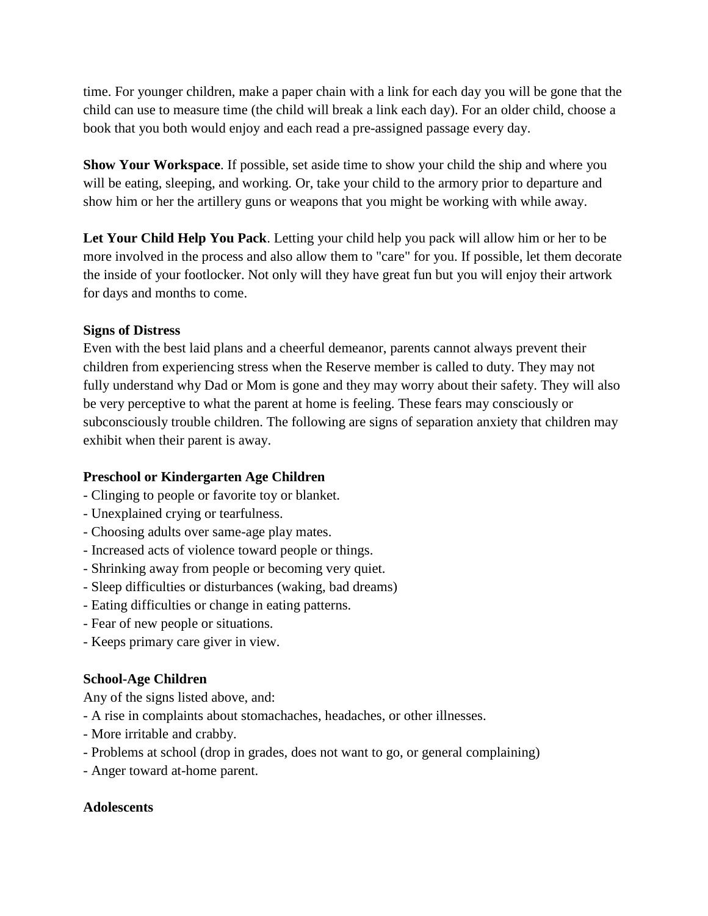time. For younger children, make a paper chain with a link for each day you will be gone that the child can use to measure time (the child will break a link each day). For an older child, choose a book that you both would enjoy and each read a pre-assigned passage every day.

**Show Your Workspace**. If possible, set aside time to show your child the ship and where you will be eating, sleeping, and working. Or, take your child to the armory prior to departure and show him or her the artillery guns or weapons that you might be working with while away.

**Let Your Child Help You Pack**. Letting your child help you pack will allow him or her to be more involved in the process and also allow them to "care" for you. If possible, let them decorate the inside of your footlocker. Not only will they have great fun but you will enjoy their artwork for days and months to come.

**Signs of Distress**

Even with the best laid plans and a cheerful demeanor, parents cannot always prevent their children from experiencing stress when the Reserve member is called to duty. They may not fully understand why Dad or Mom is gone and they may worry about their safety. They will also be very perceptive to what the parent at home is feeling. These fears may consciously or subconsciously trouble children. The following are signs of separation anxiety that children may exhibit when their parent is away.

**Preschool or Kindergarten Age Children**

- Clinging to people or favorite toy or blanket.
- Unexplained crying or tearfulness.
- Choosing adults over same-age play mates.
- Increased acts of violence toward people or things.
- Shrinking away from people or becoming very quiet.
- Sleep difficulties or disturbances (waking, bad dreams)
- Eating difficulties or change in eating patterns.
- Fear of new people or situations.
- Keeps primary care giver in view.

**School-Age Children**

Any of the signs listed above, and:

- A rise in complaints about stomachaches, headaches, or other illnesses.
- More irritable and crabby.
- Problems at school (drop in grades, does not want to go, or general complaining)
- Anger toward at-home parent.

**Adolescents**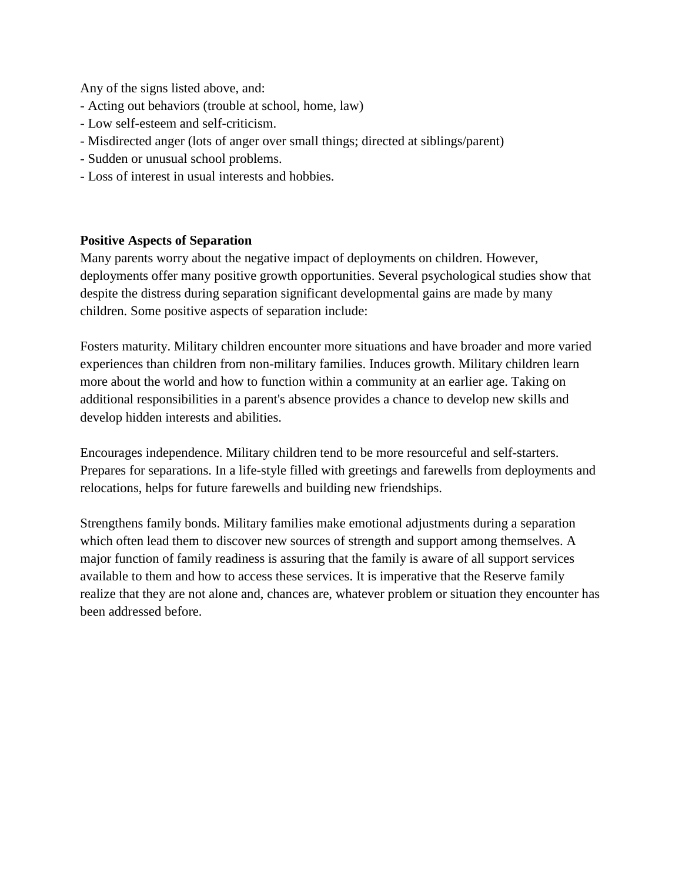Any of the signs listed above, and:

- Acting out behaviors (trouble at school, home, law)
- Low self-esteem and self-criticism.
- Misdirected anger (lots of anger over small things; directed at siblings/parent)
- Sudden or unusual school problems.
- Loss of interest in usual interests and hobbies.

**Positive Aspects of Separation**

Many parents worry about the negative impact of deployments on children. However, deployments offer many positive growth opportunities. Several psychological studies show that despite the distress during separation significant developmental gains are made by many children. Some positive aspects of separation include:

Fosters maturity. Military children encounter more situations and have broader and more varied experiences than children from non-military families. Induces growth. Military children learn more about the world and how to function within a community at an earlier age. Taking on additional responsibilities in a parent's absence provides a chance to develop new skills and develop hidden interests and abilities.

Encourages independence. Military children tend to be more resourceful and self-starters. Prepares for separations. In a life-style filled with greetings and farewells from deployments and relocations, helps for future farewells and building new friendships.

Strengthens family bonds. Military families make emotional adjustments during a separation which often lead them to discover new sources of strength and support among themselves. A major function of family readiness is assuring that the family is aware of all support services available to them and how to access these services. It is imperative that the Reserve family realize that they are not alone and, chances are, whatever problem or situation they encounter has been addressed before.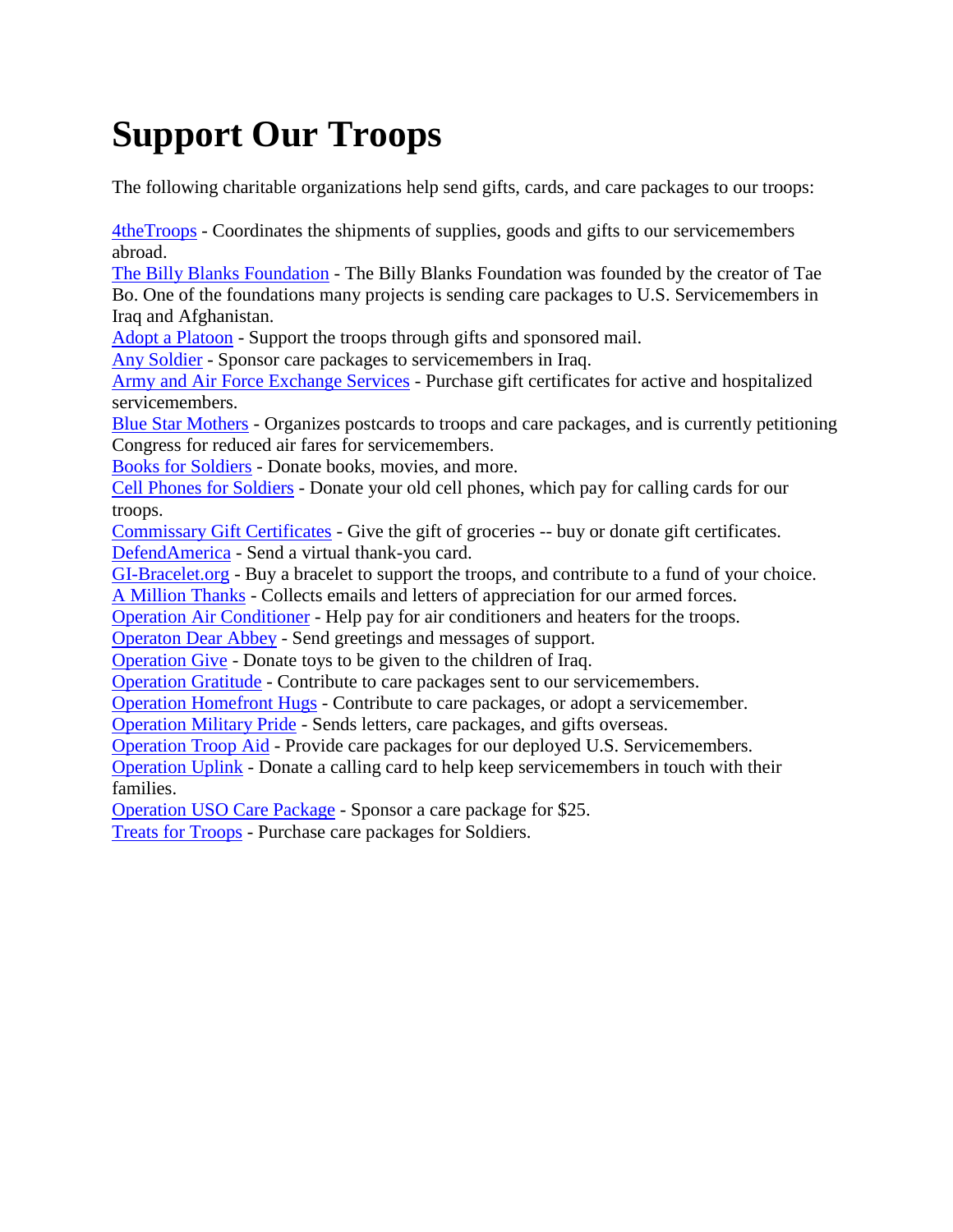# Support Our Troops

The following charitable organizations help send gifts, cards, and care packages to our troops:

4theTroops - Coordinates the shipments of supplies, goods and gifts to our servicemembers abroad.
The Billy Blanks Foundation - The Billy Blanks Foundation was founded by the creator of Tae Bo. One of the foundations many projects is sending care packages to U.S. Servicemembers in Iraq and Afghanistan.
Adopt a Platoon - Support the troops through gifts and sponsored mail.
Any Soldier - Sponsor care packages to servicemembers in Iraq.
Army and Air Force Exchange Services - Purchase gift certificates for active and hospitalized servicemembers.
Blue Star Mothers - Organizes postcards to troops and care packages, and is currently petitioning Congress for reduced air fares for servicemembers.
Books for Soldiers - Donate books, movies, and more.
Cell Phones for Soldiers - Donate your old cell phones, which pay for calling cards for our troops.
Commissary Gift Certificates - Give the gift of groceries -- buy or donate gift certificates.
DefendAmerica - Send a virtual thank-you card.
GI-Bracelet.org - Buy a bracelet to support the troops, and contribute to a fund of your choice.
A Million Thanks - Collects emails and letters of appreciation for our armed forces.
Operation Air Conditioner - Help pay for air conditioners and heaters for the troops.
Operaton Dear Abbey - Send greetings and messages of support.
Operation Give - Donate toys to be given to the children of Iraq.
Operation Gratitude - Contribute to care packages sent to our servicemembers.
Operation Homefront Hugs - Contribute to care packages, or adopt a servicemember.
Operation Military Pride - Sends letters, care packages, and gifts overseas.
Operation Troop Aid - Provide care packages for our deployed U.S. Servicemembers.
Operation Uplink - Donate a calling card to help keep servicemembers in touch with their families.
Operation USO Care Package - Sponsor a care package for $25.
Treats for Troops - Purchase care packages for Soldiers.